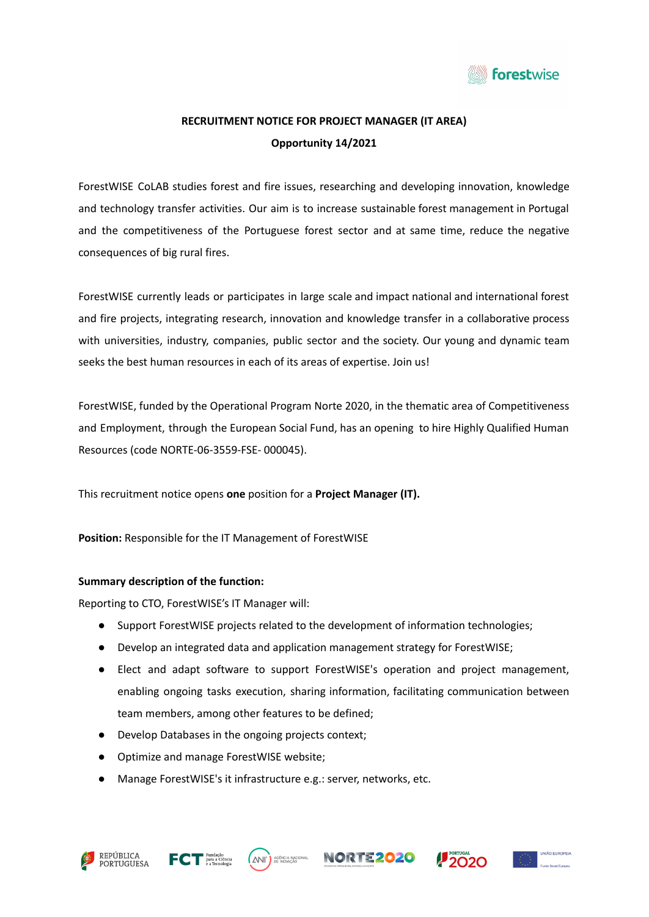# RECRUITMENT NOTICE FOR PROJECT MANAGER (IT AREA)

## Opportunity 14/2021

ForestWISE CoLAB studies forest and fire issues, researching and developing innovation, knowledge and technology transfer activities. Our aim is to increase sustainable forest management in Portugal and the competitiveness of the Portuguese forest sector and at same time, reduce the negative consequences of big rural fires.

ForestWISE currently leads or participates in large scale and impact national and international forest and fire projects, integrating research, innovation and knowledge transfer in a collaborative process with universities, industry, companies, public sector and the society. Our young and dynamic team seeks the best human resources in each of its areas of expertise. Join us!

ForestWISE, funded by the Operational Program Norte 2020, in the thematic area of Competitiveness and Employment, through the European Social Fund, has an opening to hire Highly Qualified Human Resources (code NORTE-06-3559-FSE- 000045).

This recruitment notice opens **one** position for a **Project Manager (IT).**

**Position:** Responsible for the IT Management of ForestWISE

**Summary description of the function:**

Reporting to CTO, ForestWISE's IT Manager will:

- Support ForestWISE projects related to the development of information technologies;
- Develop an integrated data and application management strategy for ForestWISE;
- Elect and adapt software to support ForestWISE's operation and project management, enabling ongoing tasks execution, sharing information, facilitating communication between team members, among other features to be defined;
- Develop Databases in the ongoing projects context;
- Optimize and manage ForestWISE website;
- Manage ForestWISE's it infrastructure e.g.: server, networks, etc.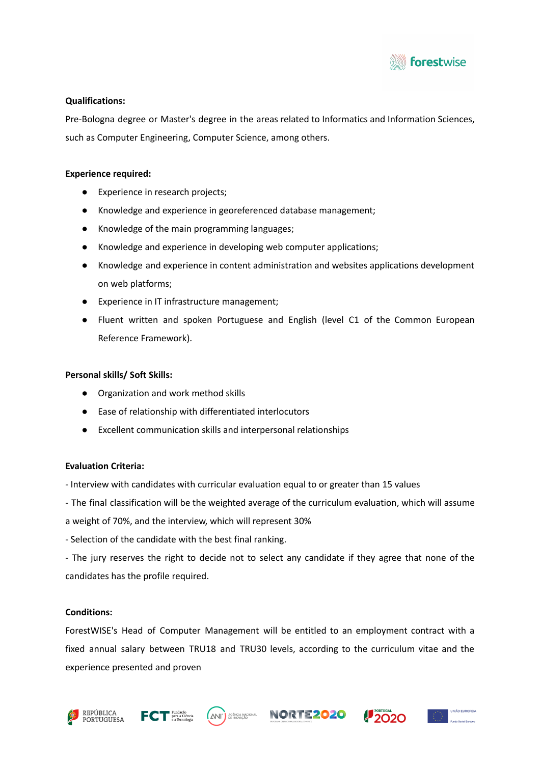**Qualifications:**

Pre-Bologna degree or Master's degree in the areas related to Informatics and Information Sciences, such as Computer Engineering, Computer Science, among others.

**Experience required:**

- Experience in research projects;
- Knowledge and experience in georeferenced database management;
- Knowledge of the main programming languages;
- Knowledge and experience in developing web computer applications;
- Knowledge and experience in content administration and websites applications development on web platforms;
- Experience in IT infrastructure management;
- Fluent written and spoken Portuguese and English (level C1 of the Common European Reference Framework).

**Personal skills/ Soft Skills:**

- Organization and work method skills
- Ease of relationship with differentiated interlocutors
- Excellent communication skills and interpersonal relationships

**Evaluation Criteria:**

- Interview with candidates with curricular evaluation equal to or greater than 15 values
- The final classification will be the weighted average of the curriculum evaluation, which will assume a weight of 70%, and the interview, which will represent 30%
- Selection of the candidate with the best final ranking.
- The jury reserves the right to decide not to select any candidate if they agree that none of the candidates has the profile required.

**Conditions:**

ForestWISE's Head of Computer Management will be entitled to an employment contract with a fixed annual salary between TRU18 and TRU30 levels, according to the curriculum vitae and the experience presented and proven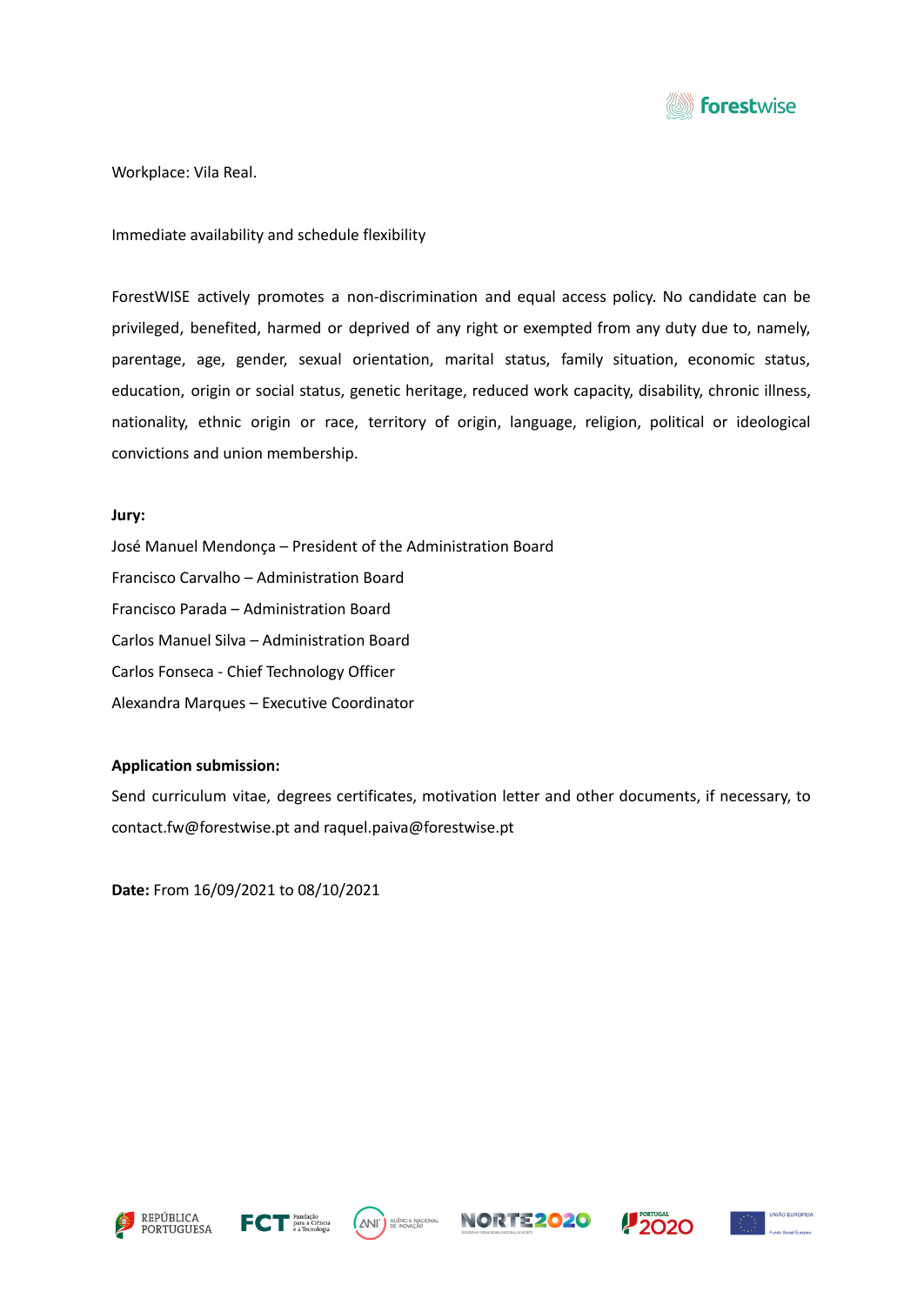Workplace: Vila Real.

Immediate availability and schedule flexibility

ForestWISE actively promotes a non-discrimination and equal access policy. No candidate can be privileged, benefited, harmed or deprived of any right or exempted from any duty due to, namely, parentage, age, gender, sexual orientation, marital status, family situation, economic status, education, origin or social status, genetic heritage, reduced work capacity, disability, chronic illness, nationality, ethnic origin or race, territory of origin, language, religion, political or ideological convictions and union membership.

**Jury:**

José Manuel Mendonça – President of the Administration Board
Francisco Carvalho – Administration Board
Francisco Parada – Administration Board
Carlos Manuel Silva – Administration Board
Carlos Fonseca - Chief Technology Officer
Alexandra Marques – Executive Coordinator

**Application submission:**

Send curriculum vitae, degrees certificates, motivation letter and other documents, if necessary, to contact.fw@forestwise.pt and raquel.paiva@forestwise.pt

**Date:** From 16/09/2021 to 08/10/2021